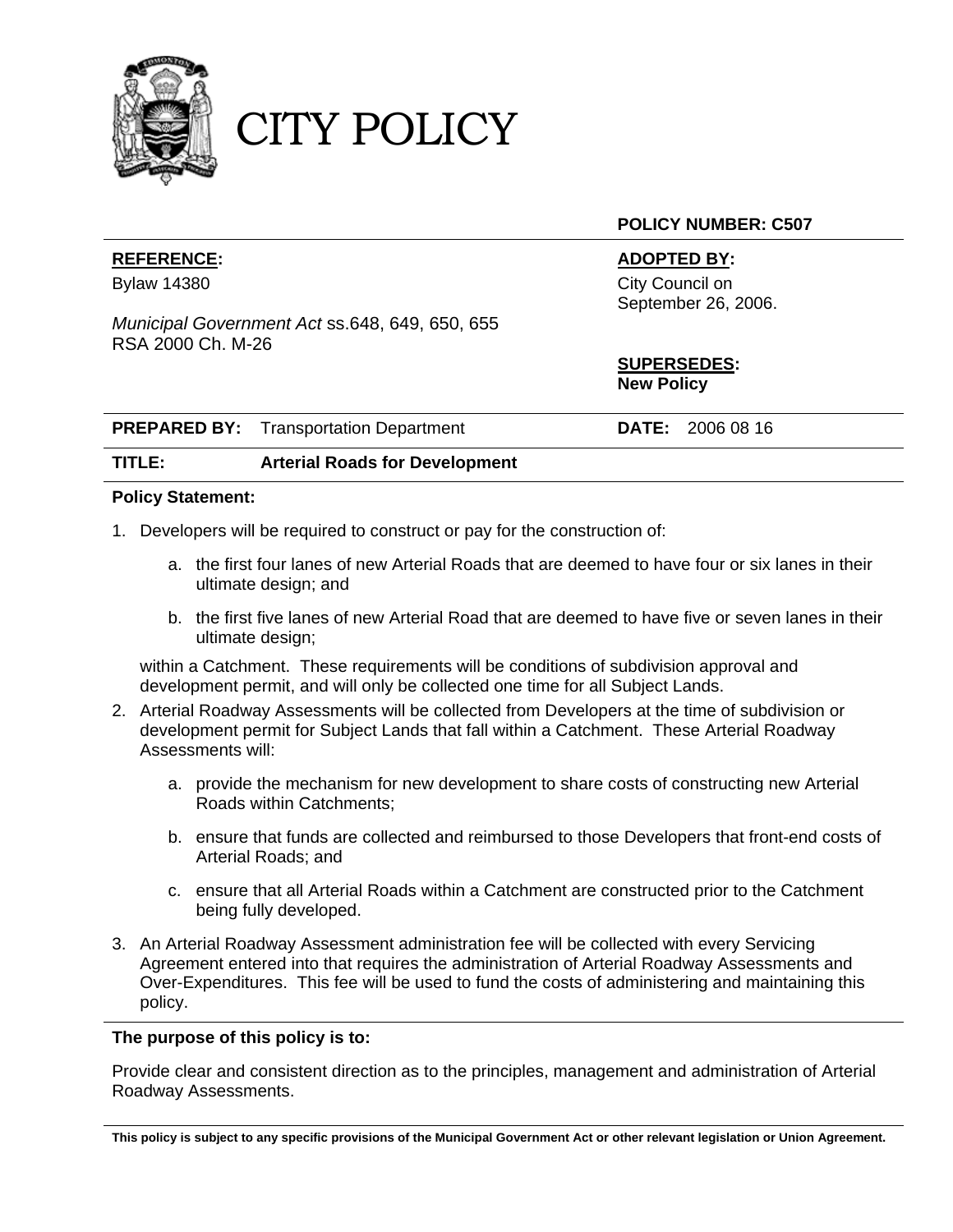# CITY POLICY

**POLICY NUMBER: C507**

| **REFERENCE:** | **ADOPTED BY:** |
|---|---|
| Bylaw 14380<br><br>*Municipal Government Act* ss.648, 649, 650, 655 RSA 2000 Ch. M-26 | City Council on September 26, 2006.<br><br>**SUPERSEDES:**<br>**New Policy** |

| | | | |
|---|---|---|---|
| **PREPARED BY:** | Transportation Department | **DATE:** | 2006 08 16 |
| **TITLE:** | **Arterial Roads for Development** | | |

**Policy Statement:**

1. Developers will be required to construct or pay for the construction of:

   a. the first four lanes of new Arterial Roads that are deemed to have four or six lanes in their ultimate design; and

   b. the first five lanes of new Arterial Road that are deemed to have five or seven lanes in their ultimate design;

   within a Catchment. These requirements will be conditions of subdivision approval and development permit, and will only be collected one time for all Subject Lands.

2. Arterial Roadway Assessments will be collected from Developers at the time of subdivision or development permit for Subject Lands that fall within a Catchment. These Arterial Roadway Assessments will:

   a. provide the mechanism for new development to share costs of constructing new Arterial Roads within Catchments;

   b. ensure that funds are collected and reimbursed to those Developers that front-end costs of Arterial Roads; and

   c. ensure that all Arterial Roads within a Catchment are constructed prior to the Catchment being fully developed.

3. An Arterial Roadway Assessment administration fee will be collected with every Servicing Agreement entered into that requires the administration of Arterial Roadway Assessments and Over-Expenditures. This fee will be used to fund the costs of administering and maintaining this policy.

**The purpose of this policy is to:**

Provide clear and consistent direction as to the principles, management and administration of Arterial Roadway Assessments.

**This policy is subject to any specific provisions of the Municipal Government Act or other relevant legislation or Union Agreement.**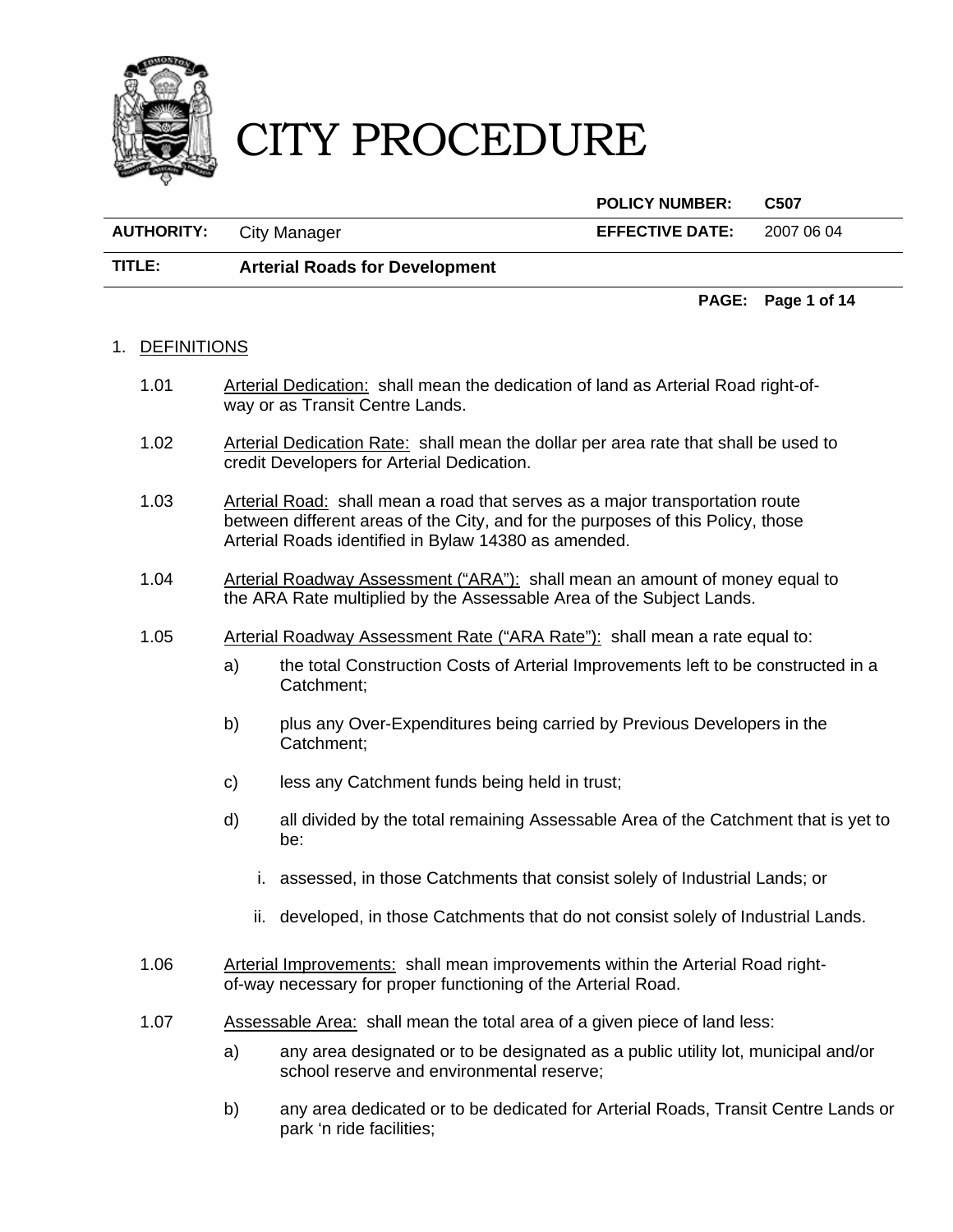# CITY PROCEDURE

| | | POLICY NUMBER: | C507 |
|---|---|---|---|
| **AUTHORITY:** | City Manager | **EFFECTIVE DATE:** | 2007 06 04 |
| **TITLE:** | **Arterial Roads for Development** | | |

1. DEFINITIONS

   1.01 Arterial Dedication: shall mean the dedication of land as Arterial Road right-of-way or as Transit Centre Lands.

   1.02 Arterial Dedication Rate: shall mean the dollar per area rate that shall be used to credit Developers for Arterial Dedication.

   1.03 Arterial Road: shall mean a road that serves as a major transportation route between different areas of the City, and for the purposes of this Policy, those Arterial Roads identified in Bylaw 14380 as amended.

   1.04 Arterial Roadway Assessment ("ARA"): shall mean an amount of money equal to the ARA Rate multiplied by the Assessable Area of the Subject Lands.

   1.05 Arterial Roadway Assessment Rate ("ARA Rate"): shall mean a rate equal to:

   a) the total Construction Costs of Arterial Improvements left to be constructed in a Catchment;

   b) plus any Over-Expenditures being carried by Previous Developers in the Catchment;

   c) less any Catchment funds being held in trust;

   d) all divided by the total remaining Assessable Area of the Catchment that is yet to be:

      i. assessed, in those Catchments that consist solely of Industrial Lands; or

      ii. developed, in those Catchments that do not consist solely of Industrial Lands.

   1.06 Arterial Improvements: shall mean improvements within the Arterial Road right-of-way necessary for proper functioning of the Arterial Road.

   1.07 Assessable Area: shall mean the total area of a given piece of land less:

   a) any area designated or to be designated as a public utility lot, municipal and/or school reserve and environmental reserve;

   b) any area dedicated or to be dedicated for Arterial Roads, Transit Centre Lands or park 'n ride facilities;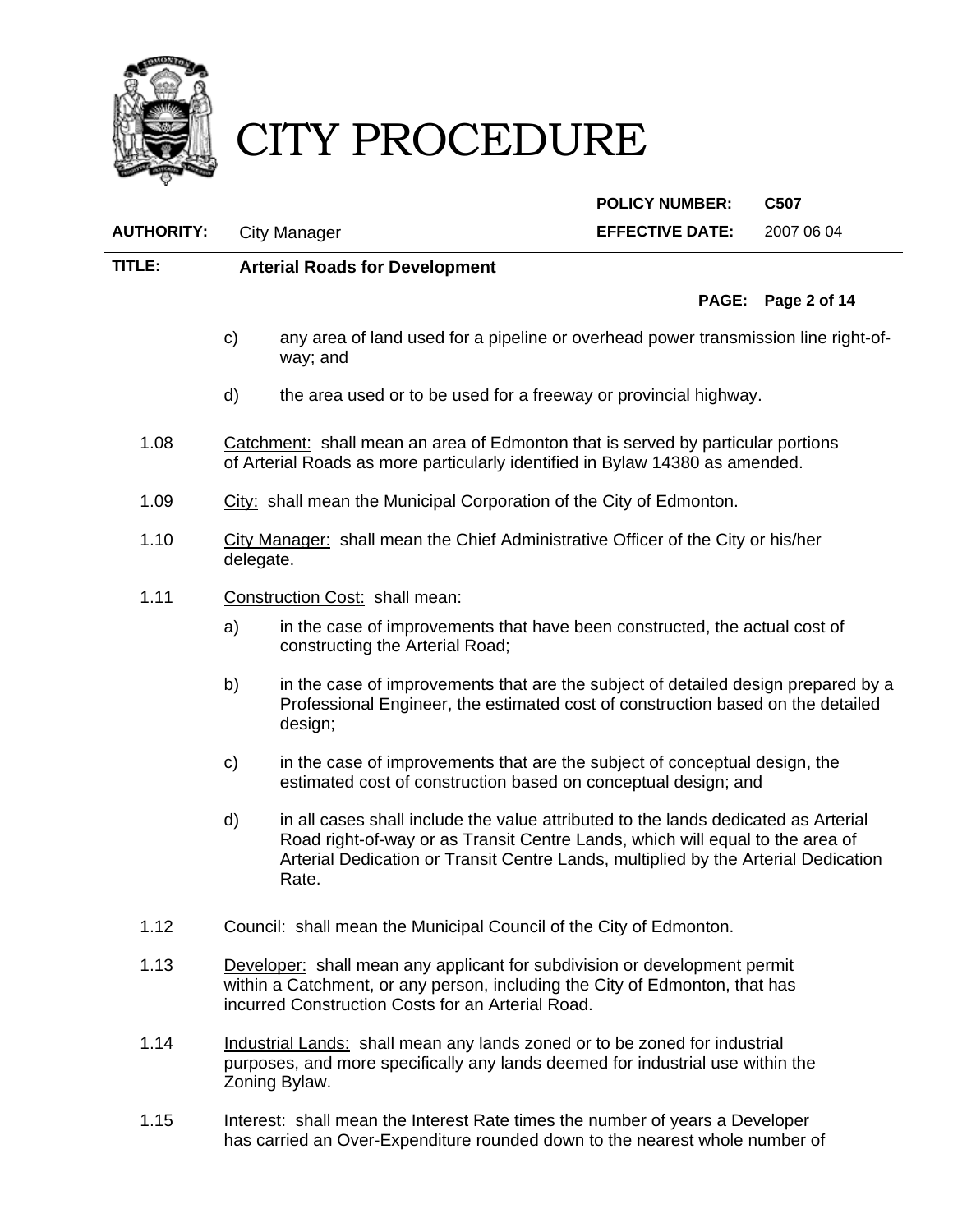c) any area of land used for a pipeline or overhead power transmission line right-of-way; and

d) the area used or to be used for a freeway or provincial highway.

1.08 Catchment: shall mean an area of Edmonton that is served by particular portions of Arterial Roads as more particularly identified in Bylaw 14380 as amended.

1.09 City: shall mean the Municipal Corporation of the City of Edmonton.

1.10 City Manager: shall mean the Chief Administrative Officer of the City or his/her delegate.

1.11 Construction Cost: shall mean:

a) in the case of improvements that have been constructed, the actual cost of constructing the Arterial Road;

b) in the case of improvements that are the subject of detailed design prepared by a Professional Engineer, the estimated cost of construction based on the detailed design;

c) in the case of improvements that are the subject of conceptual design, the estimated cost of construction based on conceptual design; and

d) in all cases shall include the value attributed to the lands dedicated as Arterial Road right-of-way or as Transit Centre Lands, which will equal to the area of Arterial Dedication or Transit Centre Lands, multiplied by the Arterial Dedication Rate.

1.12 Council: shall mean the Municipal Council of the City of Edmonton.

1.13 Developer: shall mean any applicant for subdivision or development permit within a Catchment, or any person, including the City of Edmonton, that has incurred Construction Costs for an Arterial Road.

1.14 Industrial Lands: shall mean any lands zoned or to be zoned for industrial purposes, and more specifically any lands deemed for industrial use within the Zoning Bylaw.

1.15 Interest: shall mean the Interest Rate times the number of years a Developer has carried an Over-Expenditure rounded down to the nearest whole number of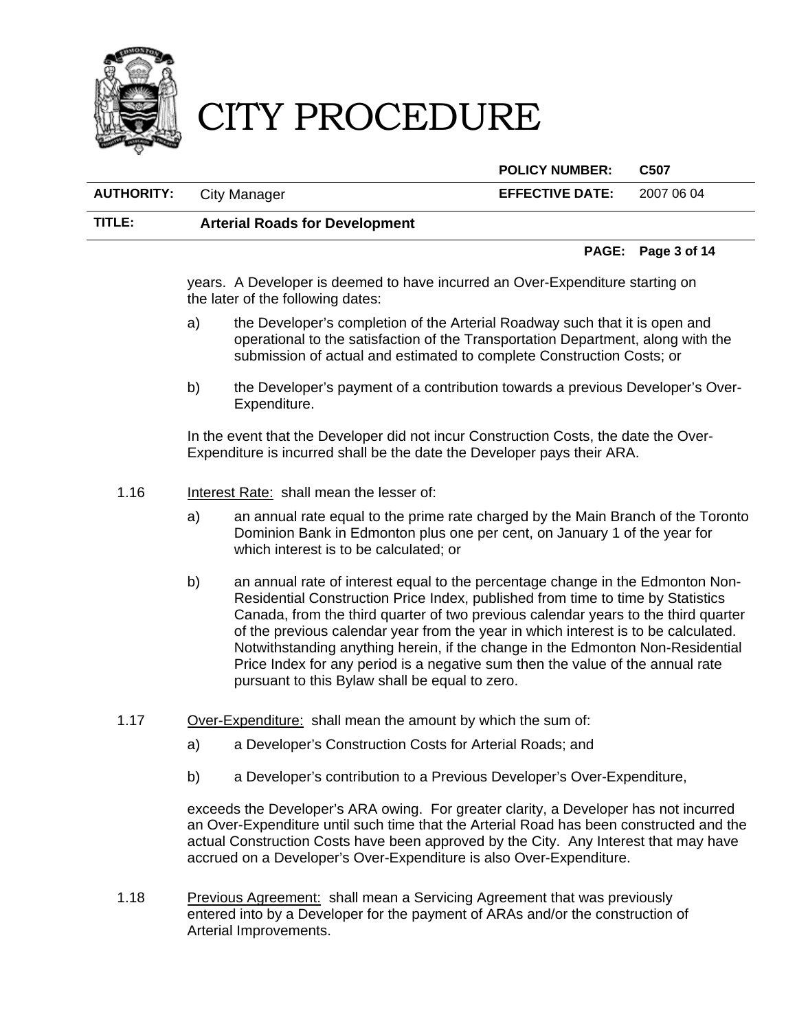years. A Developer is deemed to have incurred an Over-Expenditure starting on the later of the following dates:

a) the Developer's completion of the Arterial Roadway such that it is open and operational to the satisfaction of the Transportation Department, along with the submission of actual and estimated to complete Construction Costs; or

b) the Developer's payment of a contribution towards a previous Developer's Over-Expenditure.

In the event that the Developer did not incur Construction Costs, the date the Over-Expenditure is incurred shall be the date the Developer pays their ARA.

1.16 Interest Rate: shall mean the lesser of:

a) an annual rate equal to the prime rate charged by the Main Branch of the Toronto Dominion Bank in Edmonton plus one per cent, on January 1 of the year for which interest is to be calculated; or

b) an annual rate of interest equal to the percentage change in the Edmonton Non-Residential Construction Price Index, published from time to time by Statistics Canada, from the third quarter of two previous calendar years to the third quarter of the previous calendar year from the year in which interest is to be calculated. Notwithstanding anything herein, if the change in the Edmonton Non-Residential Price Index for any period is a negative sum then the value of the annual rate pursuant to this Bylaw shall be equal to zero.

1.17 Over-Expenditure: shall mean the amount by which the sum of:

a) a Developer's Construction Costs for Arterial Roads; and

b) a Developer's contribution to a Previous Developer's Over-Expenditure,

exceeds the Developer's ARA owing. For greater clarity, a Developer has not incurred an Over-Expenditure until such time that the Arterial Road has been constructed and the actual Construction Costs have been approved by the City. Any Interest that may have accrued on a Developer's Over-Expenditure is also Over-Expenditure.

1.18 Previous Agreement: shall mean a Servicing Agreement that was previously entered into by a Developer for the payment of ARAs and/or the construction of Arterial Improvements.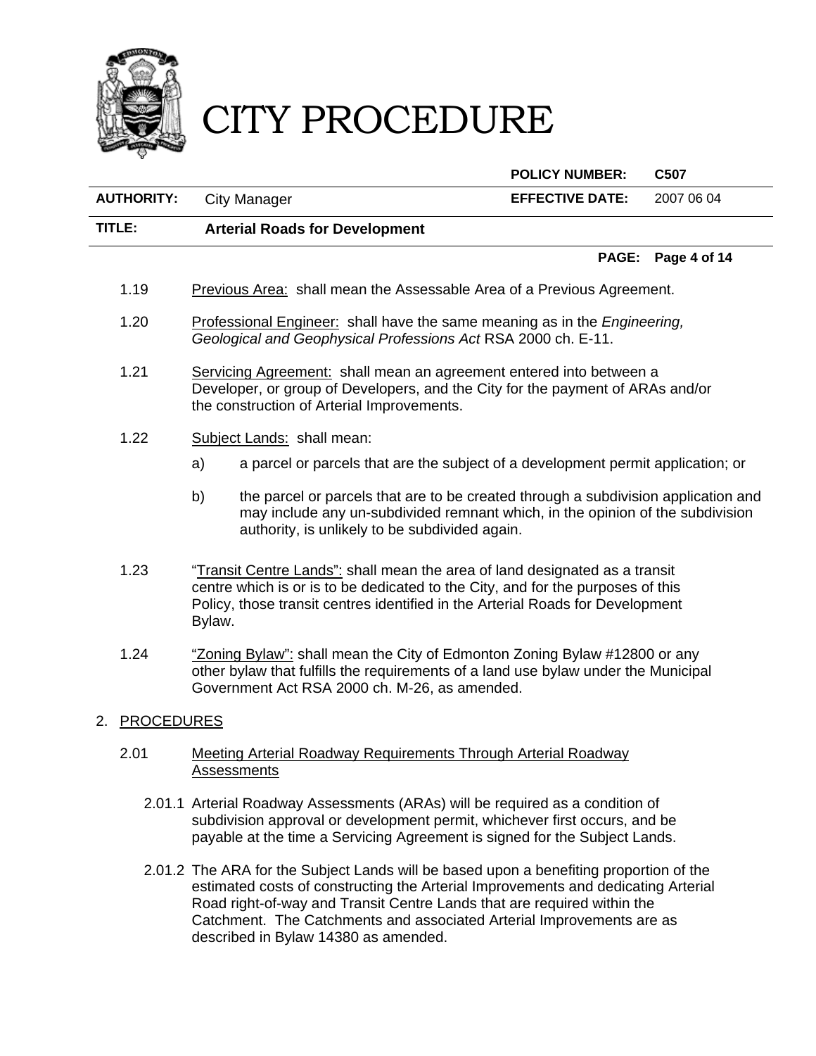1.19 Previous Area: shall mean the Assessable Area of a Previous Agreement.

1.20 Professional Engineer: shall have the same meaning as in the *Engineering, Geological and Geophysical Professions Act* RSA 2000 ch. E-11.

1.21 Servicing Agreement: shall mean an agreement entered into between a Developer, or group of Developers, and the City for the payment of ARAs and/or the construction of Arterial Improvements.

1.22 Subject Lands: shall mean:

a) a parcel or parcels that are the subject of a development permit application; or

b) the parcel or parcels that are to be created through a subdivision application and may include any un-subdivided remnant which, in the opinion of the subdivision authority, is unlikely to be subdivided again.

1.23 "Transit Centre Lands": shall mean the area of land designated as a transit centre which is or is to be dedicated to the City, and for the purposes of this Policy, those transit centres identified in the Arterial Roads for Development Bylaw.

1.24 "Zoning Bylaw": shall mean the City of Edmonton Zoning Bylaw #12800 or any other bylaw that fulfills the requirements of a land use bylaw under the Municipal Government Act RSA 2000 ch. M-26, as amended.

## 2. PROCEDURES

### 2.01 Meeting Arterial Roadway Requirements Through Arterial Roadway Assessments

2.01.1 Arterial Roadway Assessments (ARAs) will be required as a condition of subdivision approval or development permit, whichever first occurs, and be payable at the time a Servicing Agreement is signed for the Subject Lands.

2.01.2 The ARA for the Subject Lands will be based upon a benefiting proportion of the estimated costs of constructing the Arterial Improvements and dedicating Arterial Road right-of-way and Transit Centre Lands that are required within the Catchment. The Catchments and associated Arterial Improvements are as described in Bylaw 14380 as amended.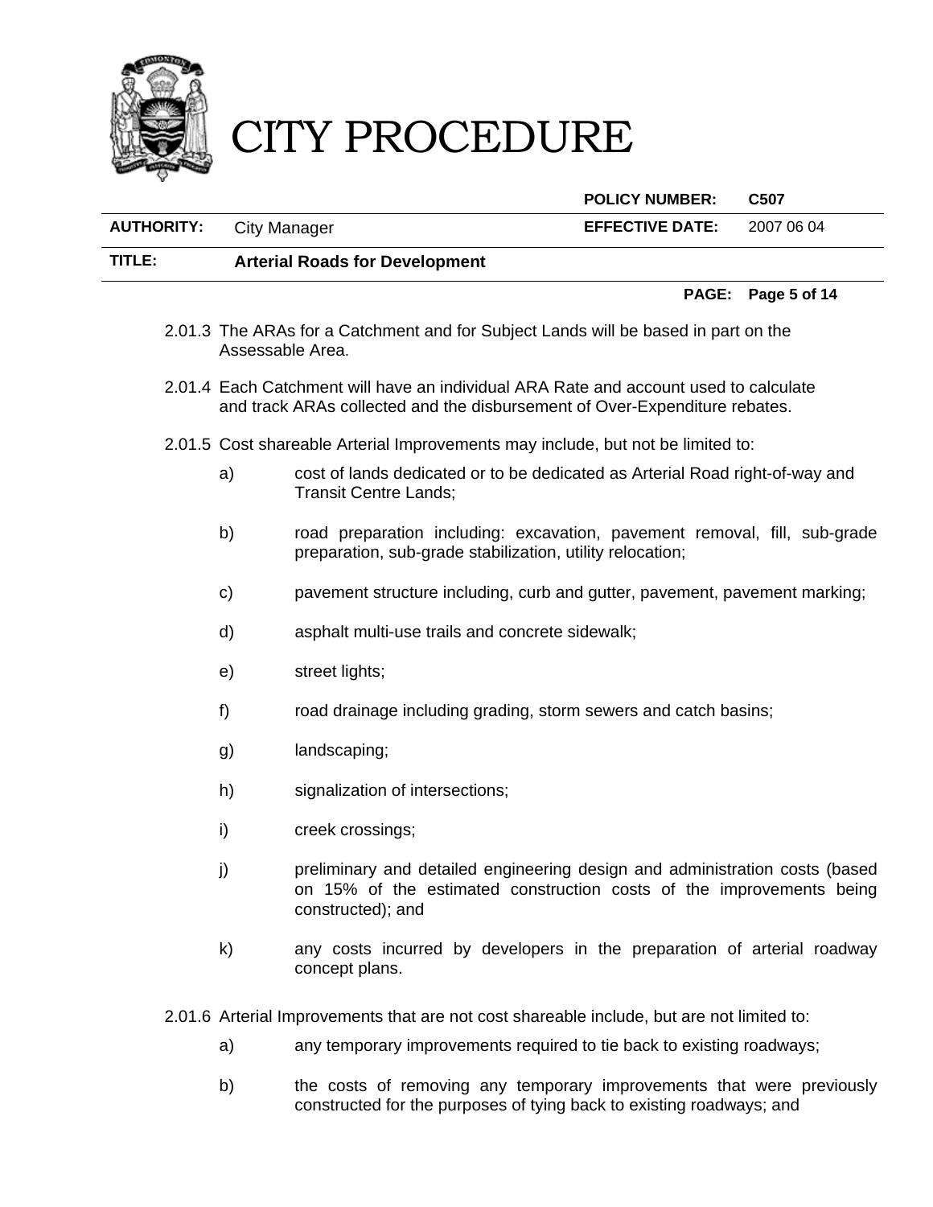2.01.3 The ARAs for a Catchment and for Subject Lands will be based in part on the Assessable Area.

2.01.4 Each Catchment will have an individual ARA Rate and account used to calculate and track ARAs collected and the disbursement of Over-Expenditure rebates.

2.01.5 Cost shareable Arterial Improvements may include, but not be limited to:

a) cost of lands dedicated or to be dedicated as Arterial Road right-of-way and Transit Centre Lands;

b) road preparation including: excavation, pavement removal, fill, sub-grade preparation, sub-grade stabilization, utility relocation;

c) pavement structure including, curb and gutter, pavement, pavement marking;

d) asphalt multi-use trails and concrete sidewalk;

e) street lights;

f) road drainage including grading, storm sewers and catch basins;

g) landscaping;

h) signalization of intersections;

i) creek crossings;

j) preliminary and detailed engineering design and administration costs (based on 15% of the estimated construction costs of the improvements being constructed); and

k) any costs incurred by developers in the preparation of arterial roadway concept plans.

2.01.6 Arterial Improvements that are not cost shareable include, but are not limited to:

a) any temporary improvements required to tie back to existing roadways;

b) the costs of removing any temporary improvements that were previously constructed for the purposes of tying back to existing roadways; and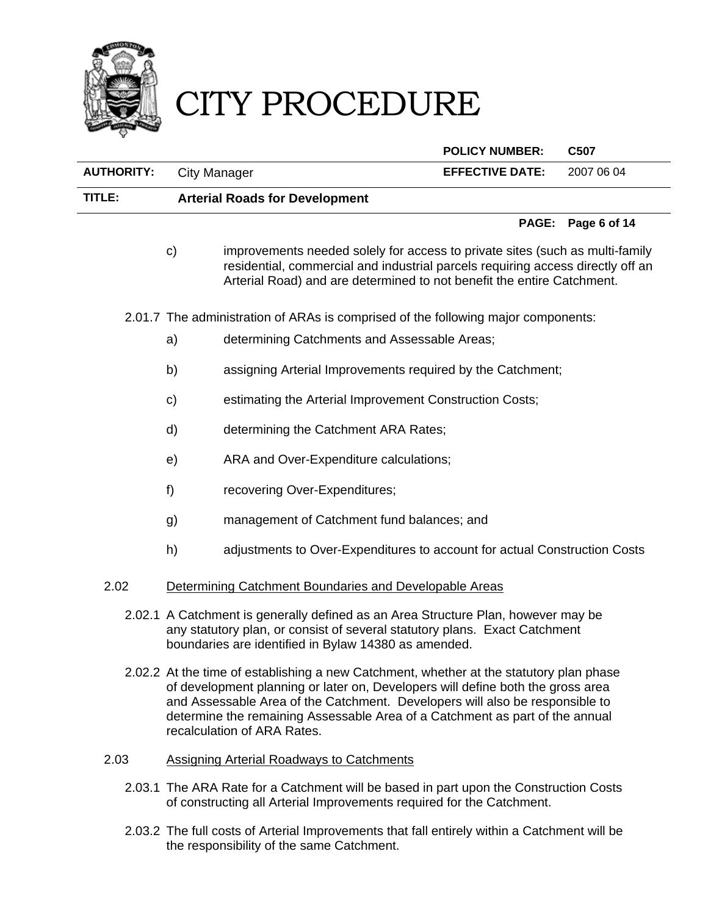c) improvements needed solely for access to private sites (such as multi-family residential, commercial and industrial parcels requiring access directly off an Arterial Road) and are determined to not benefit the entire Catchment.

2.01.7 The administration of ARAs is comprised of the following major components:

a) determining Catchments and Assessable Areas;

b) assigning Arterial Improvements required by the Catchment;

c) estimating the Arterial Improvement Construction Costs;

d) determining the Catchment ARA Rates;

e) ARA and Over-Expenditure calculations;

f) recovering Over-Expenditures;

g) management of Catchment fund balances; and

h) adjustments to Over-Expenditures to account for actual Construction Costs

2.02 <u>Determining Catchment Boundaries and Developable Areas</u>

2.02.1 A Catchment is generally defined as an Area Structure Plan, however may be any statutory plan, or consist of several statutory plans. Exact Catchment boundaries are identified in Bylaw 14380 as amended.

2.02.2 At the time of establishing a new Catchment, whether at the statutory plan phase of development planning or later on, Developers will define both the gross area and Assessable Area of the Catchment. Developers will also be responsible to determine the remaining Assessable Area of a Catchment as part of the annual recalculation of ARA Rates.

2.03 <u>Assigning Arterial Roadways to Catchments</u>

2.03.1 The ARA Rate for a Catchment will be based in part upon the Construction Costs of constructing all Arterial Improvements required for the Catchment.

2.03.2 The full costs of Arterial Improvements that fall entirely within a Catchment will be the responsibility of the same Catchment.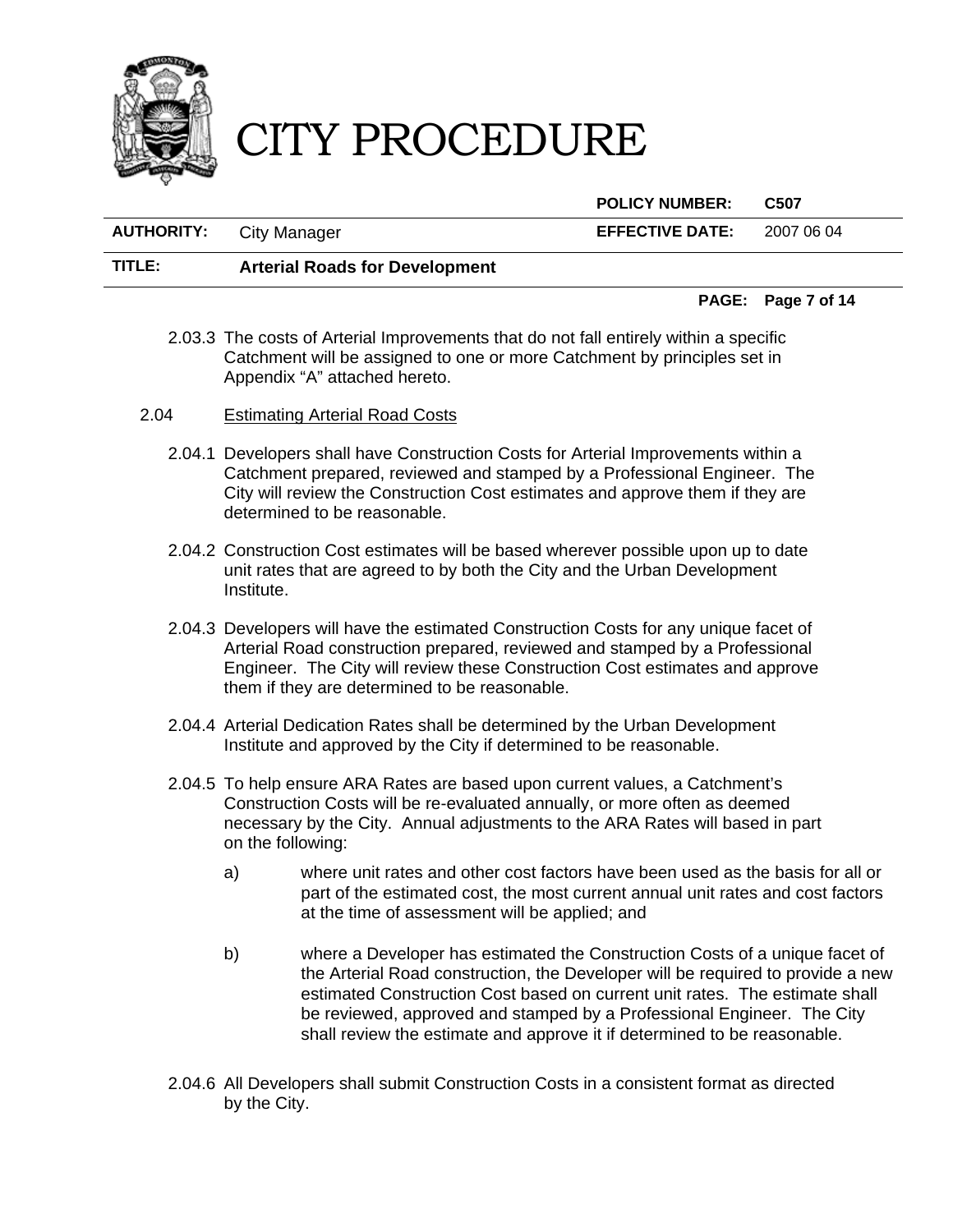2.03.3 The costs of Arterial Improvements that do not fall entirely within a specific Catchment will be assigned to one or more Catchment by principles set in Appendix "A" attached hereto.

2.04 <u>Estimating Arterial Road Costs</u>

2.04.1 Developers shall have Construction Costs for Arterial Improvements within a Catchment prepared, reviewed and stamped by a Professional Engineer. The City will review the Construction Cost estimates and approve them if they are determined to be reasonable.

2.04.2 Construction Cost estimates will be based wherever possible upon up to date unit rates that are agreed to by both the City and the Urban Development Institute.

2.04.3 Developers will have the estimated Construction Costs for any unique facet of Arterial Road construction prepared, reviewed and stamped by a Professional Engineer. The City will review these Construction Cost estimates and approve them if they are determined to be reasonable.

2.04.4 Arterial Dedication Rates shall be determined by the Urban Development Institute and approved by the City if determined to be reasonable.

2.04.5 To help ensure ARA Rates are based upon current values, a Catchment's Construction Costs will be re-evaluated annually, or more often as deemed necessary by the City. Annual adjustments to the ARA Rates will based in part on the following:

a) where unit rates and other cost factors have been used as the basis for all or part of the estimated cost, the most current annual unit rates and cost factors at the time of assessment will be applied; and

b) where a Developer has estimated the Construction Costs of a unique facet of the Arterial Road construction, the Developer will be required to provide a new estimated Construction Cost based on current unit rates. The estimate shall be reviewed, approved and stamped by a Professional Engineer. The City shall review the estimate and approve it if determined to be reasonable.

2.04.6 All Developers shall submit Construction Costs in a consistent format as directed by the City.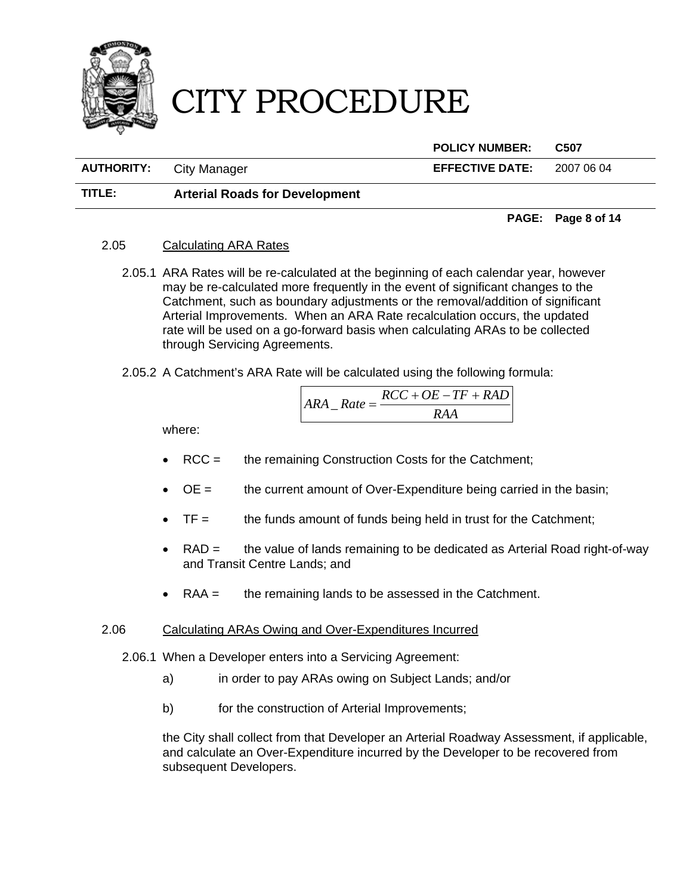### 2.05 Calculating ARA Rates

2.05.1 ARA Rates will be re-calculated at the beginning of each calendar year, however may be re-calculated more frequently in the event of significant changes to the Catchment, such as boundary adjustments or the removal/addition of significant Arterial Improvements. When an ARA Rate recalculation occurs, the updated rate will be used on a go-forward basis when calculating ARAs to be collected through Servicing Agreements.

2.05.2 A Catchment's ARA Rate will be calculated using the following formula:

$$ARA\_Rate = \frac{RCC + OE - TF + RAD}{RAA}$$

where:

- RCC = the remaining Construction Costs for the Catchment;
- OE = the current amount of Over-Expenditure being carried in the basin;
- TF = the funds amount of funds being held in trust for the Catchment;
- RAD = the value of lands remaining to be dedicated as Arterial Road right-of-way and Transit Centre Lands; and
- RAA = the remaining lands to be assessed in the Catchment.

### 2.06 Calculating ARAs Owing and Over-Expenditures Incurred

2.06.1 When a Developer enters into a Servicing Agreement:

a) in order to pay ARAs owing on Subject Lands; and/or

b) for the construction of Arterial Improvements;

the City shall collect from that Developer an Arterial Roadway Assessment, if applicable, and calculate an Over-Expenditure incurred by the Developer to be recovered from subsequent Developers.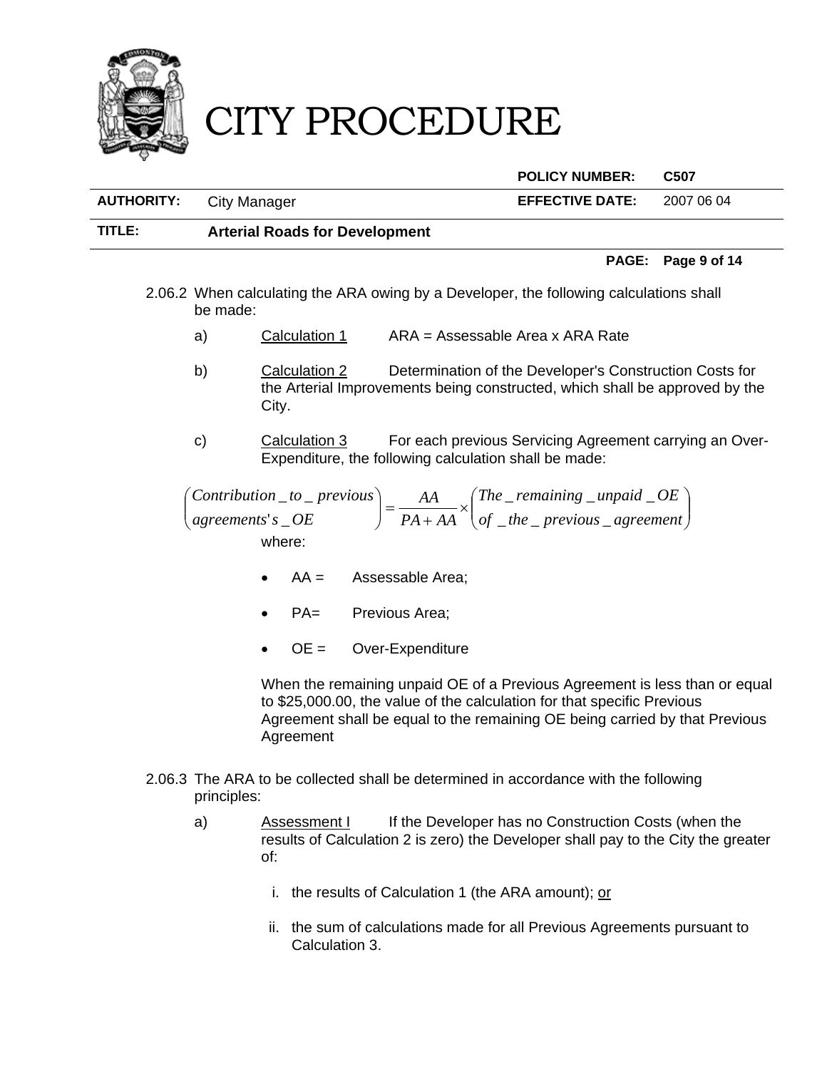2.06.2 When calculating the ARA owing by a Developer, the following calculations shall be made:

a) Calculation 1 ARA = Assessable Area x ARA Rate

b) Calculation 2 Determination of the Developer's Construction Costs for the Arterial Improvements being constructed, which shall be approved by the City.

c) Calculation 3 For each previous Servicing Agreement carrying an Over-Expenditure, the following calculation shall be made:

$$\begin{pmatrix} Contribution\_to\_previous \\ agreements's\_OE \end{pmatrix} = \frac{AA}{PA + AA} \times \begin{pmatrix} The\_remaining\_unpaid\_OE \\ of\_the\_previous\_agreement \end{pmatrix}$$

where:

- AA = Assessable Area;
- PA= Previous Area;
- OE = Over-Expenditure

When the remaining unpaid OE of a Previous Agreement is less than or equal to $25,000.00, the value of the calculation for that specific Previous Agreement shall be equal to the remaining OE being carried by that Previous Agreement

2.06.3 The ARA to be collected shall be determined in accordance with the following principles:

a) Assessment I If the Developer has no Construction Costs (when the results of Calculation 2 is zero) the Developer shall pay to the City the greater of:

i. the results of Calculation 1 (the ARA amount); or

ii. the sum of calculations made for all Previous Agreements pursuant to Calculation 3.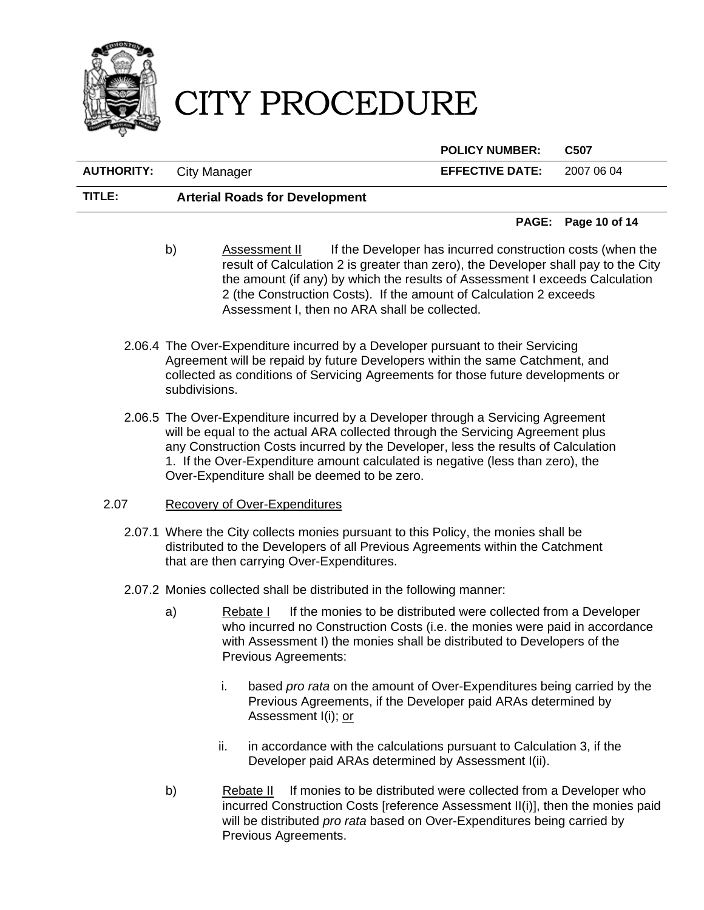b) Underlined "Assessment II": If the Developer has incurred construction costs (when the result of Calculation 2 is greater than zero), the Developer shall pay to the City the amount (if any) by which the results of Assessment I exceeds Calculation 2 (the Construction Costs). If the amount of Calculation 2 exceeds Assessment I, then no ARA shall be collected.

2.06.4 The Over-Expenditure incurred by a Developer pursuant to their Servicing Agreement will be repaid by future Developers within the same Catchment, and collected as conditions of Servicing Agreements for those future developments or subdivisions.

2.06.5 The Over-Expenditure incurred by a Developer through a Servicing Agreement will be equal to the actual ARA collected through the Servicing Agreement plus any Construction Costs incurred by the Developer, less the results of Calculation 1. If the Over-Expenditure amount calculated is negative (less than zero), the Over-Expenditure shall be deemed to be zero.

2.07 Recovery of Over-Expenditures

2.07.1 Where the City collects monies pursuant to this Policy, the monies shall be distributed to the Developers of all Previous Agreements within the Catchment that are then carrying Over-Expenditures.

2.07.2 Monies collected shall be distributed in the following manner:

a) Rebate I: If the monies to be distributed were collected from a Developer who incurred no Construction Costs (i.e. the monies were paid in accordance with Assessment I) the monies shall be distributed to Developers of the Previous Agreements:

i. based *pro rata* on the amount of Over-Expenditures being carried by the Previous Agreements, if the Developer paid ARAs determined by Assessment I(i); or

ii. in accordance with the calculations pursuant to Calculation 3, if the Developer paid ARAs determined by Assessment I(ii).

b) Rebate II: If monies to be distributed were collected from a Developer who incurred Construction Costs [reference Assessment II(i)], then the monies paid will be distributed *pro rata* based on Over-Expenditures being carried by Previous Agreements.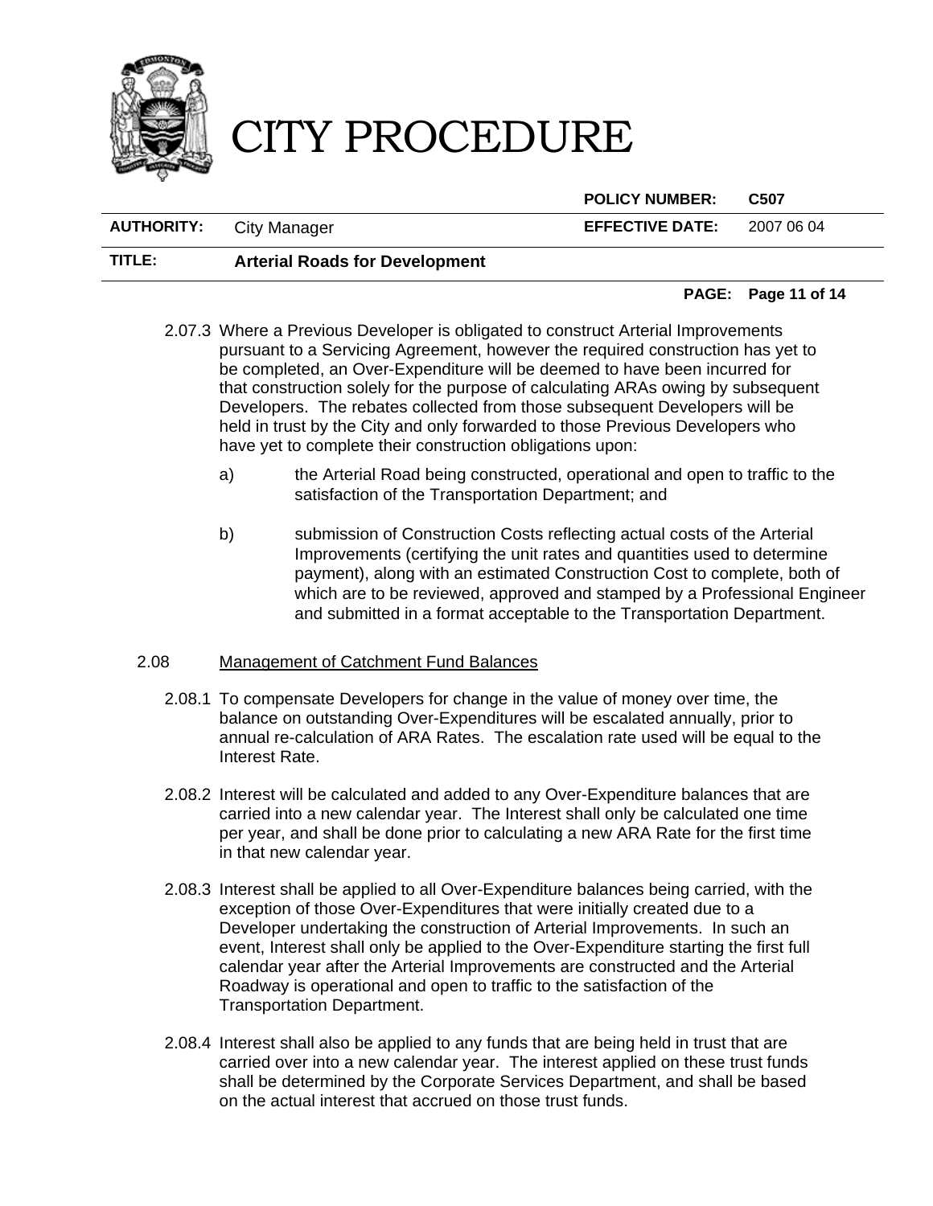2.07.3 Where a Previous Developer is obligated to construct Arterial Improvements pursuant to a Servicing Agreement, however the required construction has yet to be completed, an Over-Expenditure will be deemed to have been incurred for that construction solely for the purpose of calculating ARAs owing by subsequent Developers. The rebates collected from those subsequent Developers will be held in trust by the City and only forwarded to those Previous Developers who have yet to complete their construction obligations upon:

a) the Arterial Road being constructed, operational and open to traffic to the satisfaction of the Transportation Department; and

b) submission of Construction Costs reflecting actual costs of the Arterial Improvements (certifying the unit rates and quantities used to determine payment), along with an estimated Construction Cost to complete, both of which are to be reviewed, approved and stamped by a Professional Engineer and submitted in a format acceptable to the Transportation Department.

2.08 Management of Catchment Fund Balances

2.08.1 To compensate Developers for change in the value of money over time, the balance on outstanding Over-Expenditures will be escalated annually, prior to annual re-calculation of ARA Rates. The escalation rate used will be equal to the Interest Rate.

2.08.2 Interest will be calculated and added to any Over-Expenditure balances that are carried into a new calendar year. The Interest shall only be calculated one time per year, and shall be done prior to calculating a new ARA Rate for the first time in that new calendar year.

2.08.3 Interest shall be applied to all Over-Expenditure balances being carried, with the exception of those Over-Expenditures that were initially created due to a Developer undertaking the construction of Arterial Improvements. In such an event, Interest shall only be applied to the Over-Expenditure starting the first full calendar year after the Arterial Improvements are constructed and the Arterial Roadway is operational and open to traffic to the satisfaction of the Transportation Department.

2.08.4 Interest shall also be applied to any funds that are being held in trust that are carried over into a new calendar year. The interest applied on these trust funds shall be determined by the Corporate Services Department, and shall be based on the actual interest that accrued on those trust funds.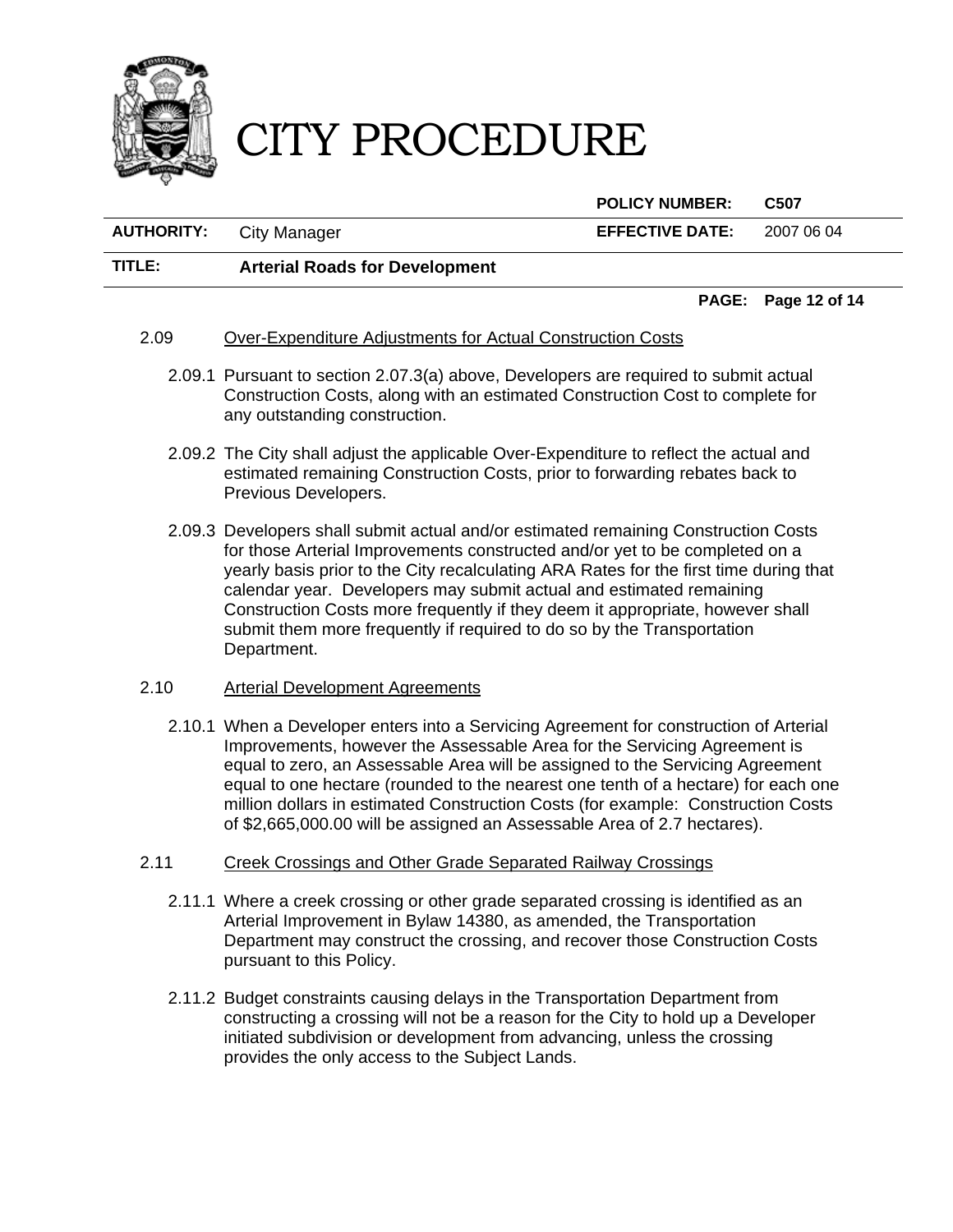2.09 Over-Expenditure Adjustments for Actual Construction Costs

2.09.1 Pursuant to section 2.07.3(a) above, Developers are required to submit actual Construction Costs, along with an estimated Construction Cost to complete for any outstanding construction.

2.09.2 The City shall adjust the applicable Over-Expenditure to reflect the actual and estimated remaining Construction Costs, prior to forwarding rebates back to Previous Developers.

2.09.3 Developers shall submit actual and/or estimated remaining Construction Costs for those Arterial Improvements constructed and/or yet to be completed on a yearly basis prior to the City recalculating ARA Rates for the first time during that calendar year. Developers may submit actual and estimated remaining Construction Costs more frequently if they deem it appropriate, however shall submit them more frequently if required to do so by the Transportation Department.

2.10 Arterial Development Agreements

2.10.1 When a Developer enters into a Servicing Agreement for construction of Arterial Improvements, however the Assessable Area for the Servicing Agreement is equal to zero, an Assessable Area will be assigned to the Servicing Agreement equal to one hectare (rounded to the nearest one tenth of a hectare) for each one million dollars in estimated Construction Costs (for example: Construction Costs of $2,665,000.00 will be assigned an Assessable Area of 2.7 hectares).

2.11 Creek Crossings and Other Grade Separated Railway Crossings

2.11.1 Where a creek crossing or other grade separated crossing is identified as an Arterial Improvement in Bylaw 14380, as amended, the Transportation Department may construct the crossing, and recover those Construction Costs pursuant to this Policy.

2.11.2 Budget constraints causing delays in the Transportation Department from constructing a crossing will not be a reason for the City to hold up a Developer initiated subdivision or development from advancing, unless the crossing provides the only access to the Subject Lands.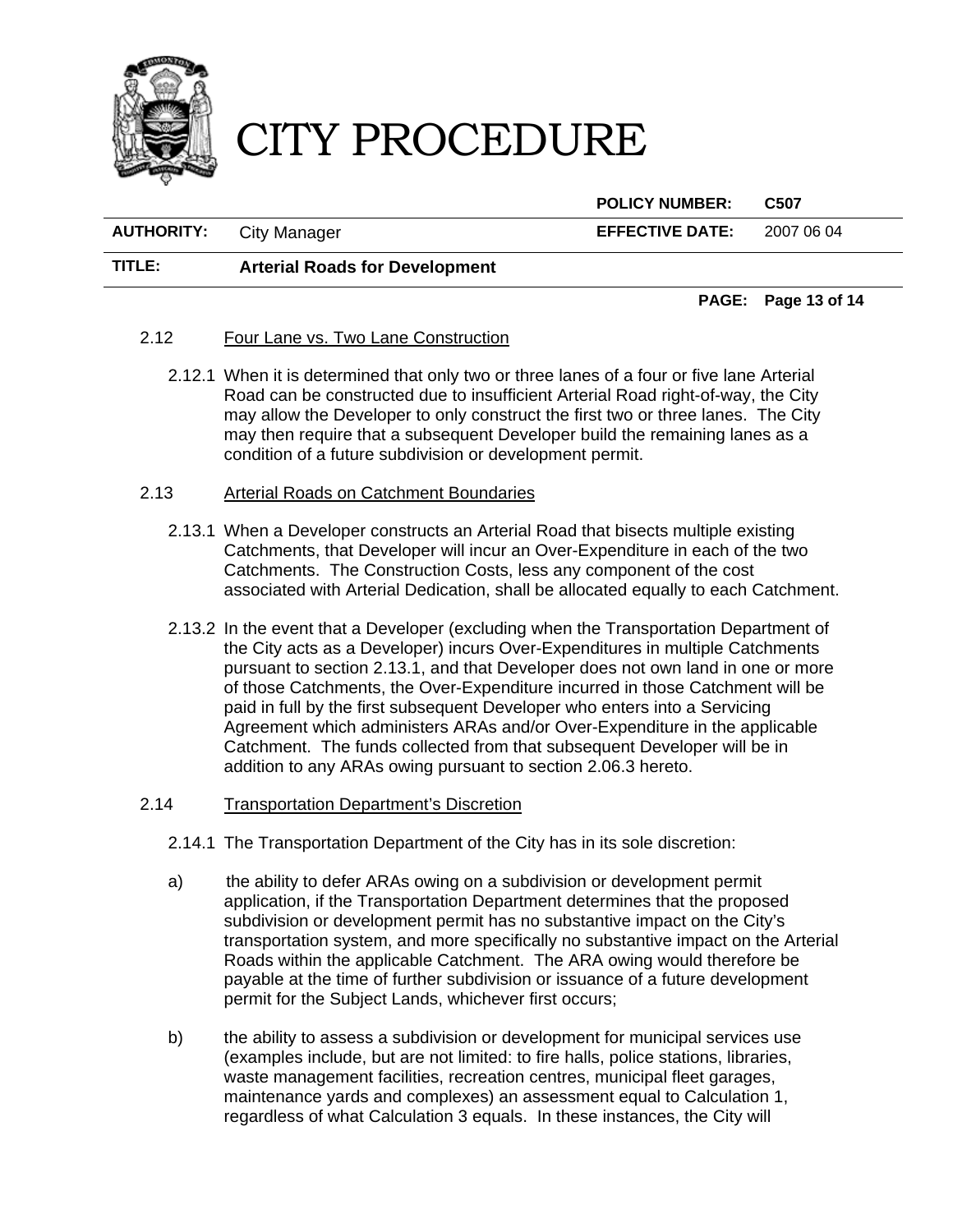### 2.12 Four Lane vs. Two Lane Construction

2.12.1 When it is determined that only two or three lanes of a four or five lane Arterial Road can be constructed due to insufficient Arterial Road right-of-way, the City may allow the Developer to only construct the first two or three lanes. The City may then require that a subsequent Developer build the remaining lanes as a condition of a future subdivision or development permit.

### 2.13 Arterial Roads on Catchment Boundaries

2.13.1 When a Developer constructs an Arterial Road that bisects multiple existing Catchments, that Developer will incur an Over-Expenditure in each of the two Catchments. The Construction Costs, less any component of the cost associated with Arterial Dedication, shall be allocated equally to each Catchment.

2.13.2 In the event that a Developer (excluding when the Transportation Department of the City acts as a Developer) incurs Over-Expenditures in multiple Catchments pursuant to section 2.13.1, and that Developer does not own land in one or more of those Catchments, the Over-Expenditure incurred in those Catchment will be paid in full by the first subsequent Developer who enters into a Servicing Agreement which administers ARAs and/or Over-Expenditure in the applicable Catchment. The funds collected from that subsequent Developer will be in addition to any ARAs owing pursuant to section 2.06.3 hereto.

### 2.14 Transportation Department's Discretion

2.14.1 The Transportation Department of the City has in its sole discretion:

a) the ability to defer ARAs owing on a subdivision or development permit application, if the Transportation Department determines that the proposed subdivision or development permit has no substantive impact on the City's transportation system, and more specifically no substantive impact on the Arterial Roads within the applicable Catchment. The ARA owing would therefore be payable at the time of further subdivision or issuance of a future development permit for the Subject Lands, whichever first occurs;

b) the ability to assess a subdivision or development for municipal services use (examples include, but are not limited: to fire halls, police stations, libraries, waste management facilities, recreation centres, municipal fleet garages, maintenance yards and complexes) an assessment equal to Calculation 1, regardless of what Calculation 3 equals. In these instances, the City will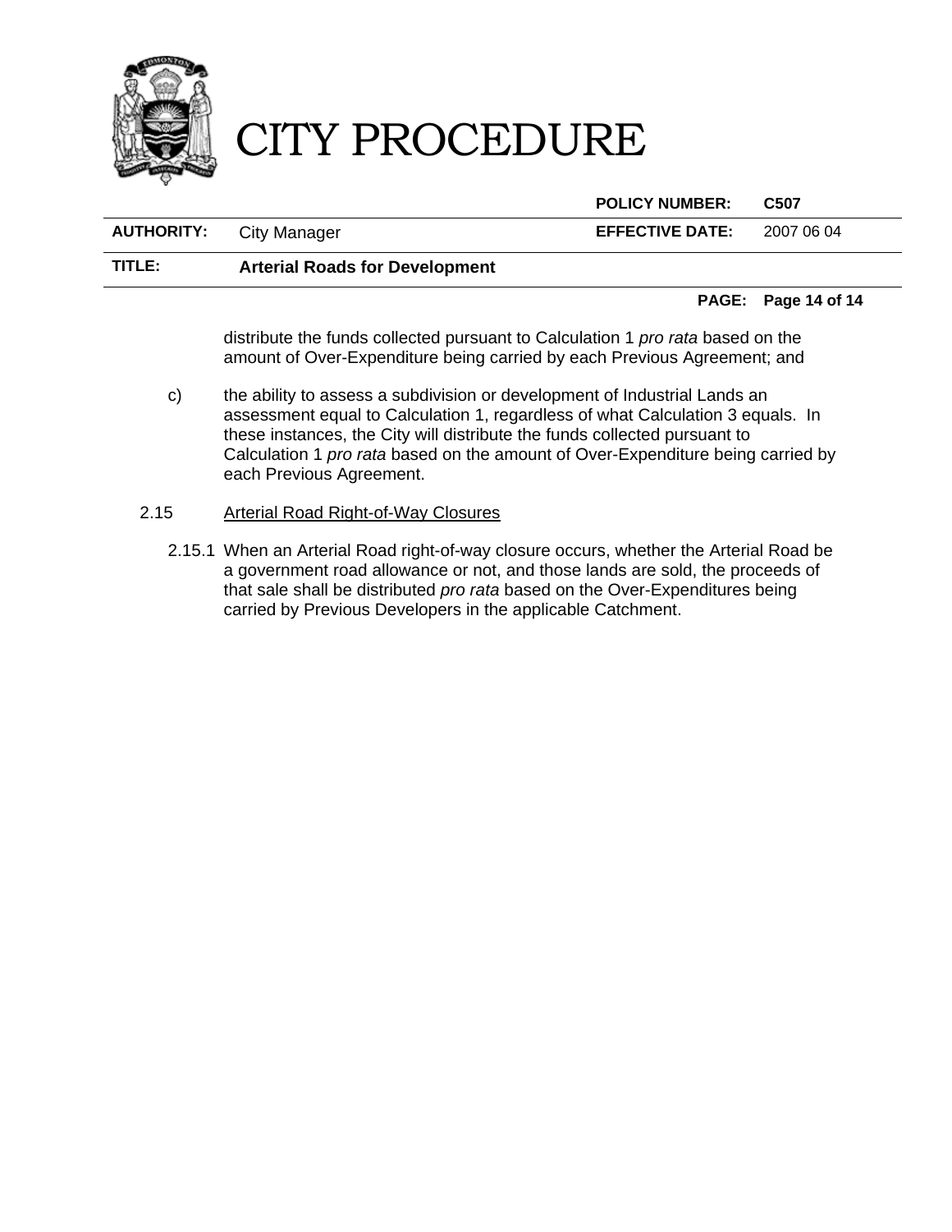distribute the funds collected pursuant to Calculation 1 *pro rata* based on the amount of Over-Expenditure being carried by each Previous Agreement; and

c) the ability to assess a subdivision or development of Industrial Lands an assessment equal to Calculation 1, regardless of what Calculation 3 equals. In these instances, the City will distribute the funds collected pursuant to Calculation 1 *pro rata* based on the amount of Over-Expenditure being carried by each Previous Agreement.

2.15 Arterial Road Right-of-Way Closures

2.15.1 When an Arterial Road right-of-way closure occurs, whether the Arterial Road be a government road allowance or not, and those lands are sold, the proceeds of that sale shall be distributed *pro rata* based on the Over-Expenditures being carried by Previous Developers in the applicable Catchment.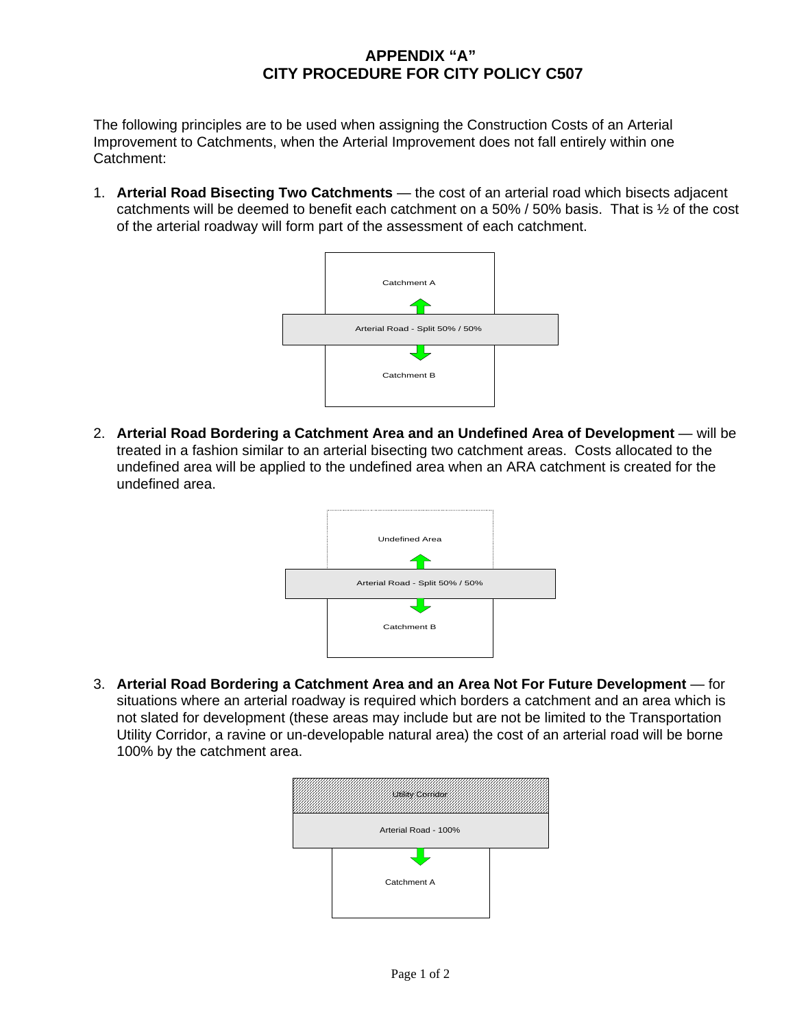# APPENDIX "A"
# CITY PROCEDURE FOR CITY POLICY C507

The following principles are to be used when assigning the Construction Costs of an Arterial Improvement to Catchments, when the Arterial Improvement does not fall entirely within one Catchment:

1. **Arterial Road Bisecting Two Catchments** — the cost of an arterial road which bisects adjacent catchments will be deemed to benefit each catchment on a 50% / 50% basis. That is ½ of the cost of the arterial roadway will form part of the assessment of each catchment.

   Catchment A

   Arterial Road - Split 50% / 50%

   Catchment B

2. **Arterial Road Bordering a Catchment Area and an Undefined Area of Development** — will be treated in a fashion similar to an arterial bisecting two catchment areas. Costs allocated to the undefined area will be applied to the undefined area when an ARA catchment is created for the undefined area.

   Undefined Area

   Arterial Road - Split 50% / 50%

   Catchment B

3. **Arterial Road Bordering a Catchment Area and an Area Not For Future Development** — for situations where an arterial roadway is required which borders a catchment and an area which is not slated for development (these areas may include but are not be limited to the Transportation Utility Corridor, a ravine or un-developable natural area) the cost of an arterial road will be borne 100% by the catchment area.

   Utility Corridor

   Arterial Road - 100%

   Catchment A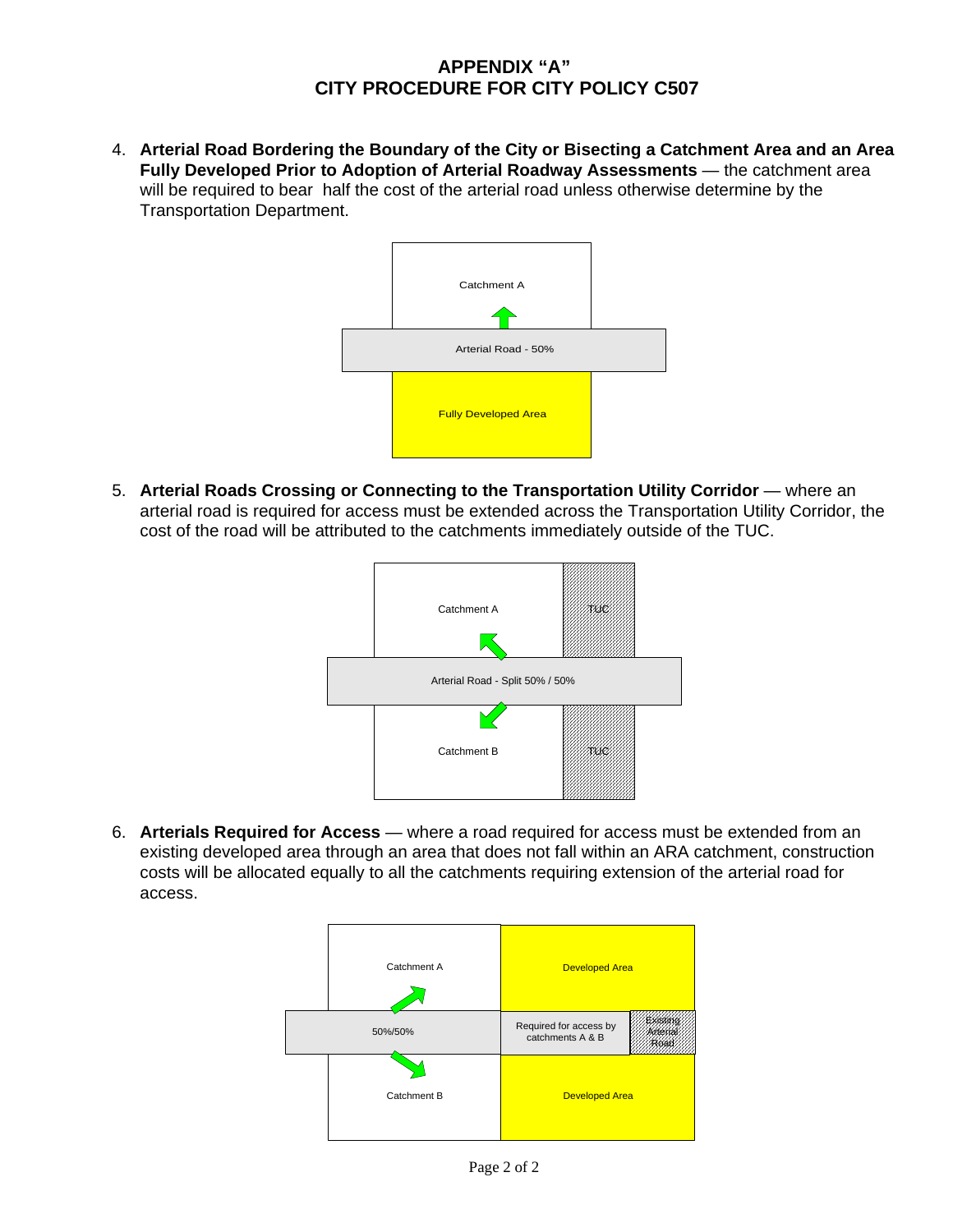# APPENDIX "A"
# CITY PROCEDURE FOR CITY POLICY C507

4. **Arterial Road Bordering the Boundary of the City or Bisecting a Catchment Area and an Area Fully Developed Prior to Adoption of Arterial Roadway Assessments** — the catchment area will be required to bear half the cost of the arterial road unless otherwise determine by the Transportation Department.

Catchment A

Arterial Road - 50%

Fully Developed Area

5. **Arterial Roads Crossing or Connecting to the Transportation Utility Corridor** — where an arterial road is required for access must be extended across the Transportation Utility Corridor, the cost of the road will be attributed to the catchments immediately outside of the TUC.

Catchment A

TUC

Arterial Road - Split 50% / 50%

Catchment B

TUC

6. **Arterials Required for Access** — where a road required for access must be extended from an existing developed area through an area that does not fall within an ARA catchment, construction costs will be allocated equally to all the catchments requiring extension of the arterial road for access.

Catchment A

Developed Area

50%/50%

Required for access by catchments A & B

Existing Arterial Road

Catchment B

Developed Area